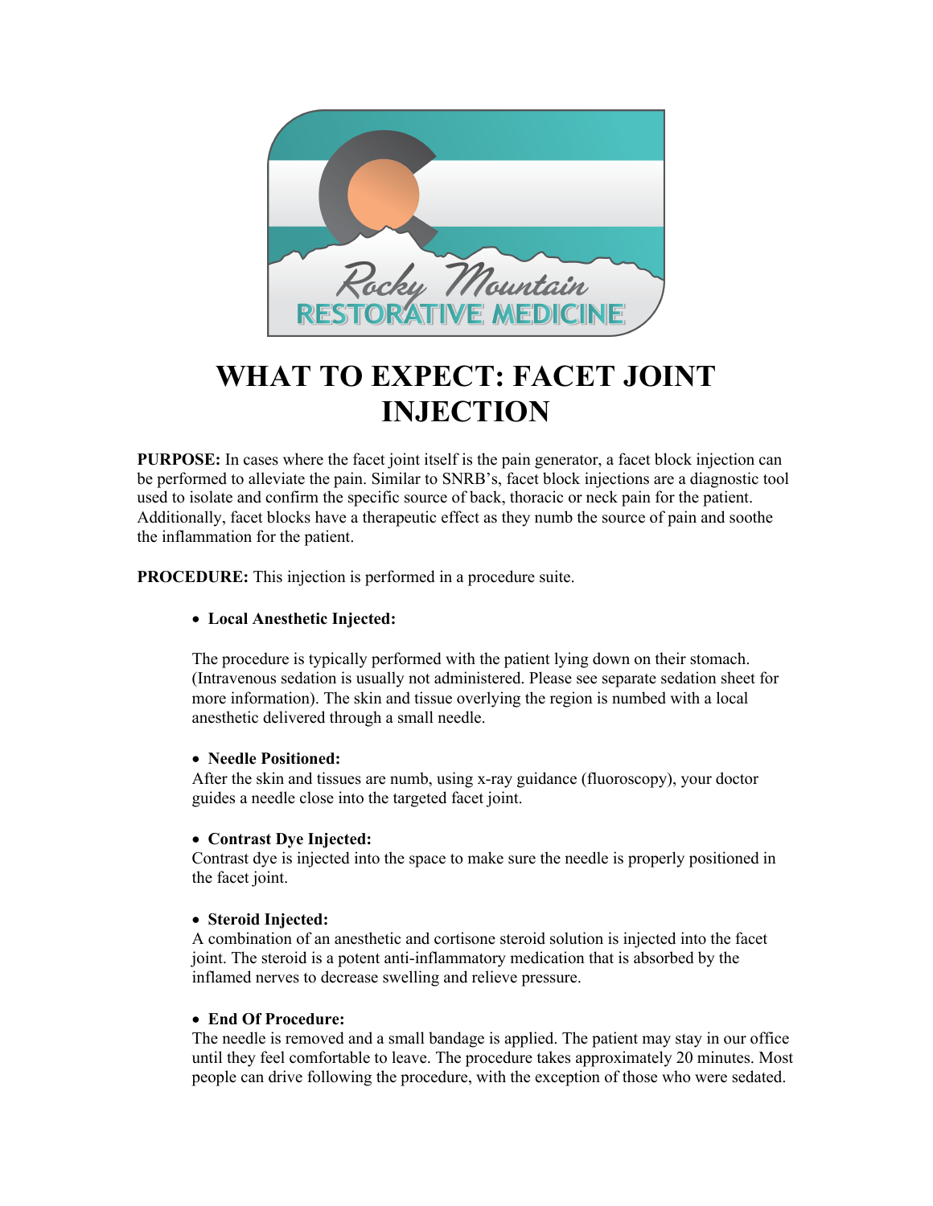# WHAT TO EXPECT: FACET JOINT INJECTION

**PURPOSE:** In cases where the facet joint itself is the pain generator, a facet block injection can be performed to alleviate the pain. Similar to SNRB's, facet block injections are a diagnostic tool used to isolate and confirm the specific source of back, thoracic or neck pain for the patient. Additionally, facet blocks have a therapeutic effect as they numb the source of pain and soothe the inflammation for the patient.

**PROCEDURE:** This injection is performed in a procedure suite.

- **Local Anesthetic Injected:**

  The procedure is typically performed with the patient lying down on their stomach. (Intravenous sedation is usually not administered. Please see separate sedation sheet for more information). The skin and tissue overlying the region is numbed with a local anesthetic delivered through a small needle.

- **Needle Positioned:**
  After the skin and tissues are numb, using x-ray guidance (fluoroscopy), your doctor guides a needle close into the targeted facet joint.

- **Contrast Dye Injected:**
  Contrast dye is injected into the space to make sure the needle is properly positioned in the facet joint.

- **Steroid Injected:**
  A combination of an anesthetic and cortisone steroid solution is injected into the facet joint. The steroid is a potent anti-inflammatory medication that is absorbed by the inflamed nerves to decrease swelling and relieve pressure.

- **End Of Procedure:**
  The needle is removed and a small bandage is applied. The patient may stay in our office until they feel comfortable to leave. The procedure takes approximately 20 minutes. Most people can drive following the procedure, with the exception of those who were sedated.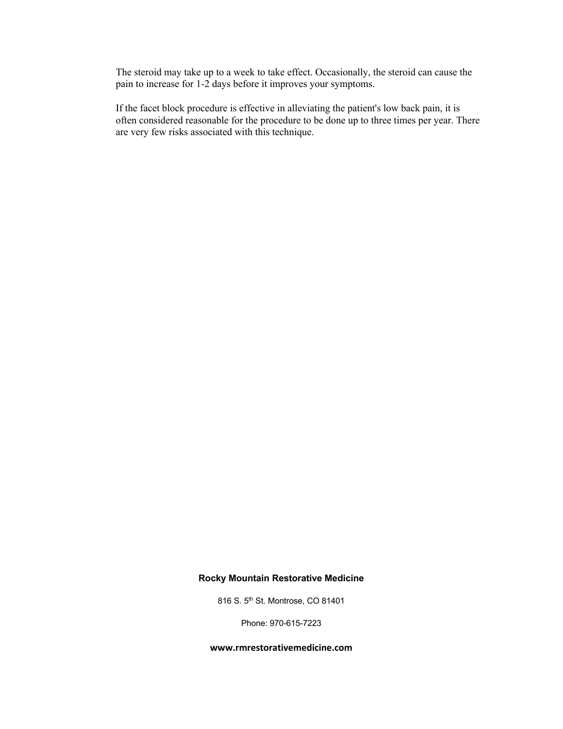The steroid may take up to a week to take effect. Occasionally, the steroid can cause the pain to increase for 1-2 days before it improves your symptoms.

If the facet block procedure is effective in alleviating the patient's low back pain, it is often considered reasonable for the procedure to be done up to three times per year. There are very few risks associated with this technique.

**Rocky Mountain Restorative Medicine**

816 S. 5th St. Montrose, CO 81401

Phone: 970-615-7223

**www.rmrestorativemedicine.com**